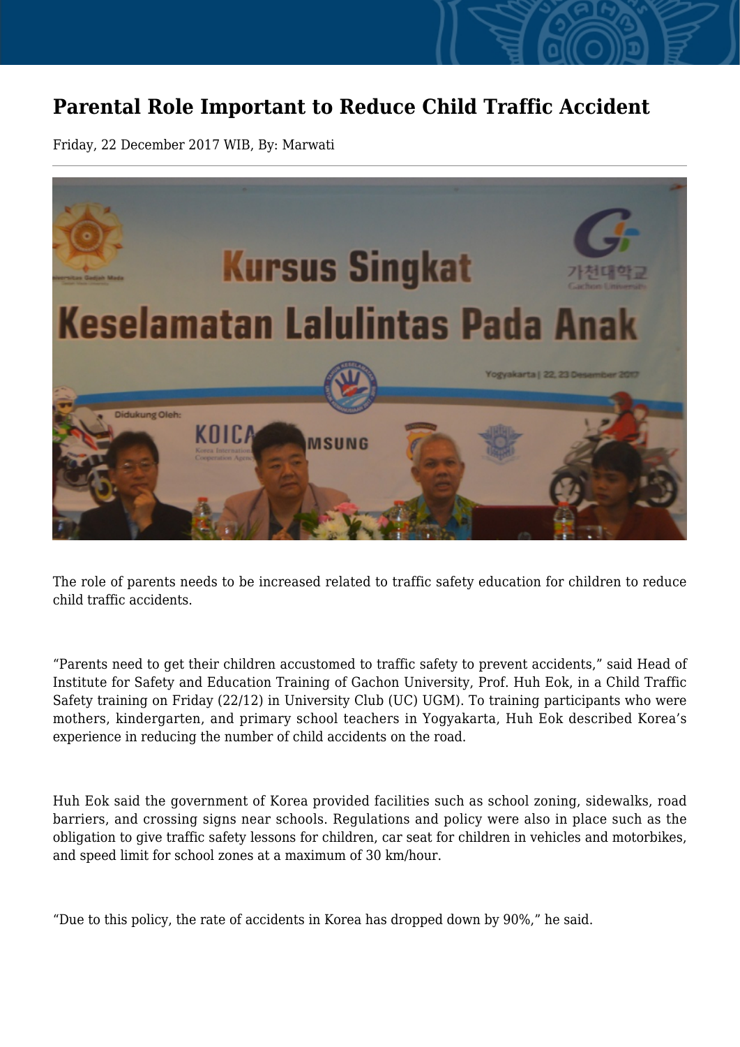# Parental Role Important to Reduce Child Traffic Accident

Friday, 22 December 2017 WIB, By: Marwati

---

The role of parents needs to be increased related to traffic safety education for children to reduce child traffic accidents.

“Parents need to get their children accustomed to traffic safety to prevent accidents,” said Head of Institute for Safety and Education Training of Gachon University, Prof. Huh Eok, in a Child Traffic Safety training on Friday (22/12) in University Club (UC) UGM. To training participants who were mothers, kindergarten, and primary school teachers in Yogyakarta, Huh Eok described Korea’s experience in reducing the number of child accidents on the road.

Huh Eok said the government of Korea provided facilities such as school zoning, sidewalks, road barriers, and crossing signs near schools. Regulations and policy were also in place such as the obligation to give traffic safety lessons for children, car seat for children in vehicles and motorbikes, and speed limit for school zones at a maximum of 30 km/hour.

“Due to this policy, the rate of accidents in Korea has dropped down by 90%,” he said.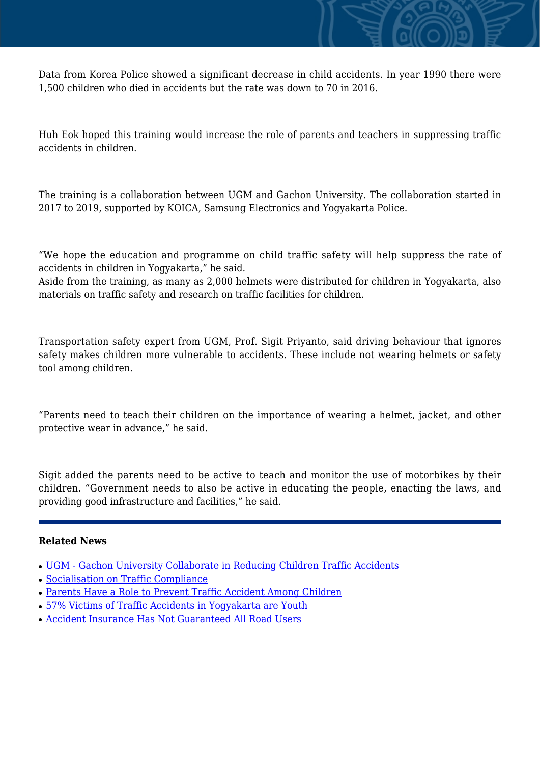Data from Korea Police showed a significant decrease in child accidents. In year 1990 there were 1,500 children who died in accidents but the rate was down to 70 in 2016.

Huh Eok hoped this training would increase the role of parents and teachers in suppressing traffic accidents in children.

The training is a collaboration between UGM and Gachon University. The collaboration started in 2017 to 2019, supported by KOICA, Samsung Electronics and Yogyakarta Police.

"We hope the education and programme on child traffic safety will help suppress the rate of accidents in children in Yogyakarta," he said.
Aside from the training, as many as 2,000 helmets were distributed for children in Yogyakarta, also materials on traffic safety and research on traffic facilities for children.

Transportation safety expert from UGM, Prof. Sigit Priyanto, said driving behaviour that ignores safety makes children more vulnerable to accidents. These include not wearing helmets or safety tool among children.

"Parents need to teach their children on the importance of wearing a helmet, jacket, and other protective wear in advance," he said.

Sigit added the parents need to be active to teach and monitor the use of motorbikes by their children. "Government needs to also be active in educating the people, enacting the laws, and providing good infrastructure and facilities," he said.

---

**Related News**

- UGM - Gachon University Collaborate in Reducing Children Traffic Accidents
- Socialisation on Traffic Compliance
- Parents Have a Role to Prevent Traffic Accident Among Children
- 57% Victims of Traffic Accidents in Yogyakarta are Youth
- Accident Insurance Has Not Guaranteed All Road Users